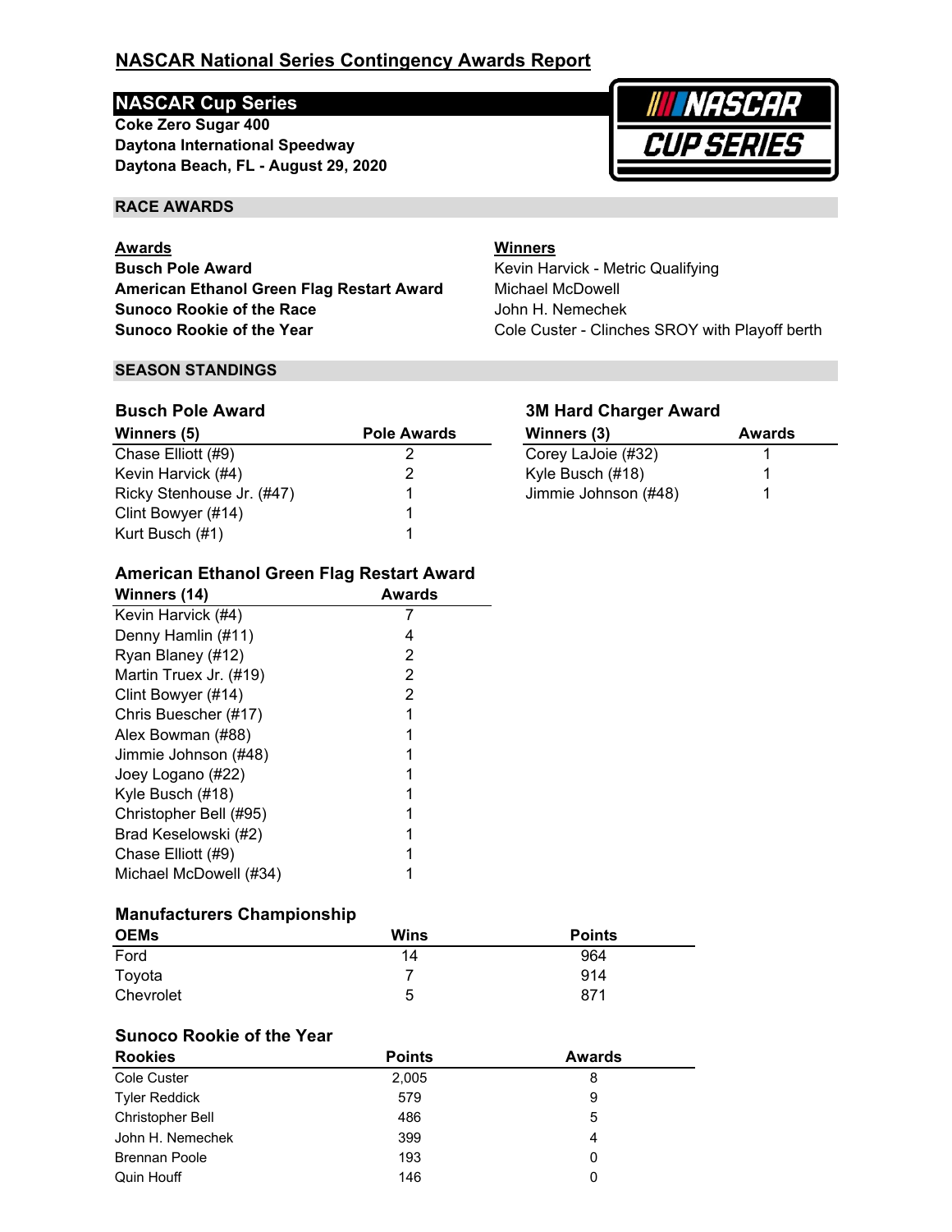# NASCAR National Series Contingency Awards Report

## NASCAR Cup Series

**Coke Zero Sugar 400**
**Daytona International Speedway**
**Daytona Beach, FL - August 29, 2020**

### RACE AWARDS

| Awards | Winners |
|---|---|
| **Busch Pole Award** | Kevin Harvick - Metric Qualifying |
| **American Ethanol Green Flag Restart Award** | Michael McDowell |
| **Sunoco Rookie of the Race** | John H. Nemechek |
| **Sunoco Rookie of the Year** | Cole Custer - Clinches SROY with Playoff berth |

### SEASON STANDINGS

#### Busch Pole Award

| Winners (5) | Pole Awards |
|---|---|
| Chase Elliott (#9) | 2 |
| Kevin Harvick (#4) | 2 |
| Ricky Stenhouse Jr. (#47) | 1 |
| Clint Bowyer (#14) | 1 |
| Kurt Busch (#1) | 1 |

#### 3M Hard Charger Award

| Winners (3) | Awards |
|---|---|
| Corey LaJoie (#32) | 1 |
| Kyle Busch (#18) | 1 |
| Jimmie Johnson (#48) | 1 |

#### American Ethanol Green Flag Restart Award

| Winners (14) | Awards |
|---|---|
| Kevin Harvick (#4) | 7 |
| Denny Hamlin (#11) | 4 |
| Ryan Blaney (#12) | 2 |
| Martin Truex Jr. (#19) | 2 |
| Clint Bowyer (#14) | 2 |
| Chris Buescher (#17) | 1 |
| Alex Bowman (#88) | 1 |
| Jimmie Johnson (#48) | 1 |
| Joey Logano (#22) | 1 |
| Kyle Busch (#18) | 1 |
| Christopher Bell (#95) | 1 |
| Brad Keselowski (#2) | 1 |
| Chase Elliott (#9) | 1 |
| Michael McDowell (#34) | 1 |

#### Manufacturers Championship

| OEMs | Wins | Points |
|---|---|---|
| Ford | 14 | 964 |
| Toyota | 7 | 914 |
| Chevrolet | 5 | 871 |

#### Sunoco Rookie of the Year

| Rookies | Points | Awards |
|---|---|---|
| Cole Custer | 2,005 | 8 |
| Tyler Reddick | 579 | 9 |
| Christopher Bell | 486 | 5 |
| John H. Nemechek | 399 | 4 |
| Brennan Poole | 193 | 0 |
| Quin Houff | 146 | 0 |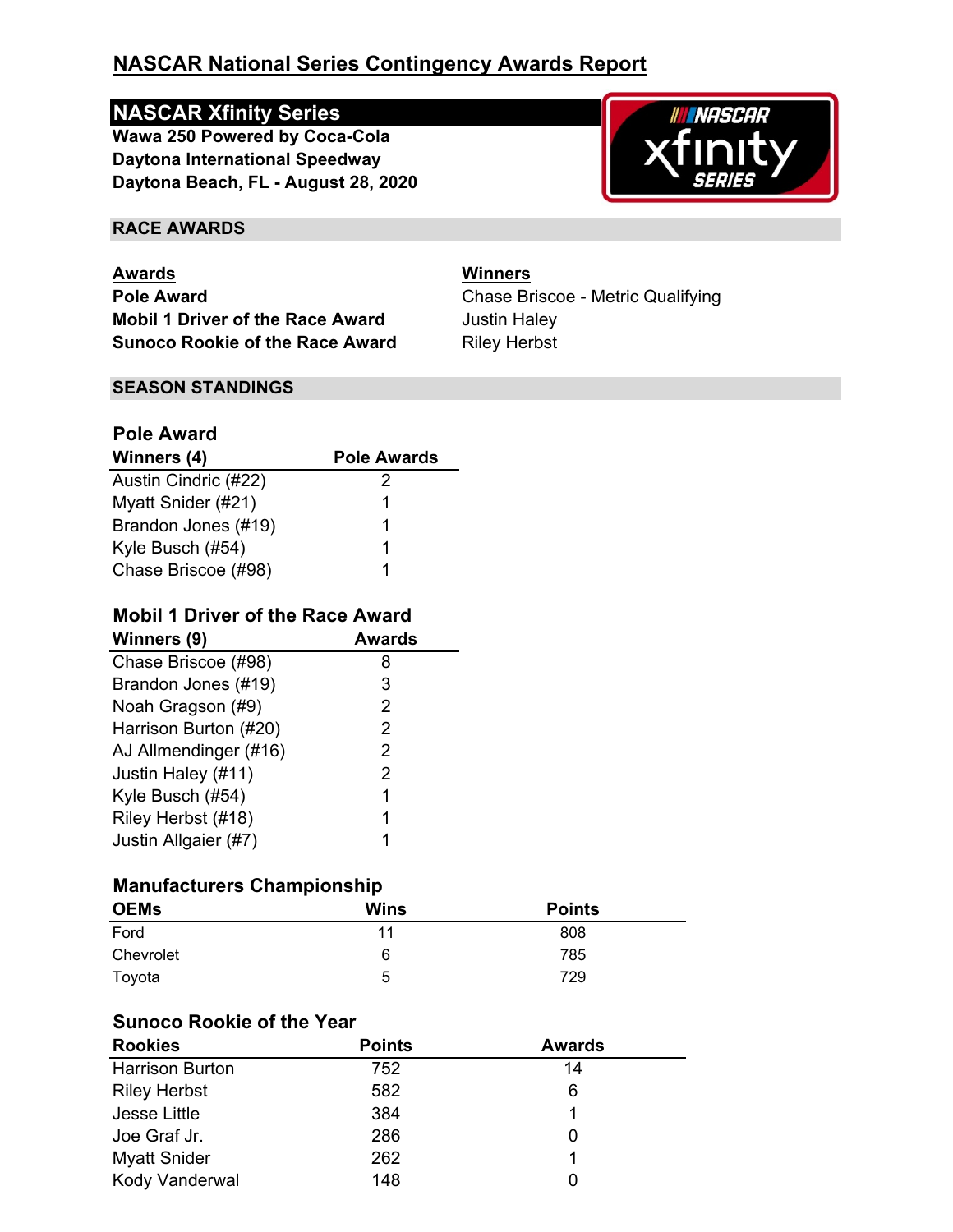# NASCAR National Series Contingency Awards Report

## NASCAR Xfinity Series

**Wawa 250 Powered by Coca-Cola**
**Daytona International Speedway**
**Daytona Beach, FL - August 28, 2020**

## RACE AWARDS

| Awards | Winners |
|---|---|
| **Pole Award** | Chase Briscoe - Metric Qualifying |
| **Mobil 1 Driver of the Race Award** | Justin Haley |
| **Sunoco Rookie of the Race Award** | Riley Herbst |

## SEASON STANDINGS

### Pole Award

| Winners (4) | Pole Awards |
|---|---|
| Austin Cindric (#22) | 2 |
| Myatt Snider (#21) | 1 |
| Brandon Jones (#19) | 1 |
| Kyle Busch (#54) | 1 |
| Chase Briscoe (#98) | 1 |

### Mobil 1 Driver of the Race Award

| Winners (9) | Awards |
|---|---|
| Chase Briscoe (#98) | 8 |
| Brandon Jones (#19) | 3 |
| Noah Gragson (#9) | 2 |
| Harrison Burton (#20) | 2 |
| AJ Allmendinger (#16) | 2 |
| Justin Haley (#11) | 2 |
| Kyle Busch (#54) | 1 |
| Riley Herbst (#18) | 1 |
| Justin Allgaier (#7) | 1 |

### Manufacturers Championship

| OEMs | Wins | Points |
|---|---|---|
| Ford | 11 | 808 |
| Chevrolet | 6 | 785 |
| Toyota | 5 | 729 |

### Sunoco Rookie of the Year

| Rookies | Points | Awards |
|---|---|---|
| Harrison Burton | 752 | 14 |
| Riley Herbst | 582 | 6 |
| Jesse Little | 384 | 1 |
| Joe Graf Jr. | 286 | 0 |
| Myatt Snider | 262 | 1 |
| Kody Vanderwal | 148 | 0 |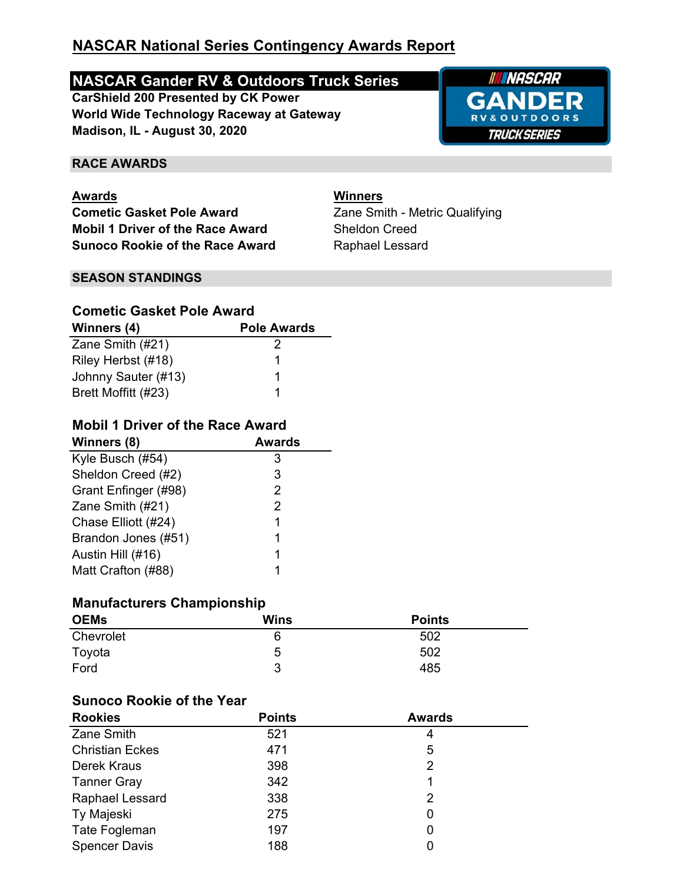# NASCAR National Series Contingency Awards Report

## NASCAR Gander RV & Outdoors Truck Series

**CarShield 200 Presented by CK Power**
**World Wide Technology Raceway at Gateway**
**Madison, IL - August 30, 2020**

### RACE AWARDS

| Awards | Winners |
|---|---|
| **Cometic Gasket Pole Award** | Zane Smith - Metric Qualifying |
| **Mobil 1 Driver of the Race Award** | Sheldon Creed |
| **Sunoco Rookie of the Race Award** | Raphael Lessard |

### SEASON STANDINGS

#### Cometic Gasket Pole Award

| Winners (4) | Pole Awards |
|---|---|
| Zane Smith (#21) | 2 |
| Riley Herbst (#18) | 1 |
| Johnny Sauter (#13) | 1 |
| Brett Moffitt (#23) | 1 |

#### Mobil 1 Driver of the Race Award

| Winners (8) | Awards |
|---|---|
| Kyle Busch (#54) | 3 |
| Sheldon Creed (#2) | 3 |
| Grant Enfinger (#98) | 2 |
| Zane Smith (#21) | 2 |
| Chase Elliott (#24) | 1 |
| Brandon Jones (#51) | 1 |
| Austin Hill (#16) | 1 |
| Matt Crafton (#88) | 1 |

#### Manufacturers Championship

| OEMs | Wins | Points |
|---|---|---|
| Chevrolet | 6 | 502 |
| Toyota | 5 | 502 |
| Ford | 3 | 485 |

#### Sunoco Rookie of the Year

| Rookies | Points | Awards |
|---|---|---|
| Zane Smith | 521 | 4 |
| Christian Eckes | 471 | 5 |
| Derek Kraus | 398 | 2 |
| Tanner Gray | 342 | 1 |
| Raphael Lessard | 338 | 2 |
| Ty Majeski | 275 | 0 |
| Tate Fogleman | 197 | 0 |
| Spencer Davis | 188 | 0 |